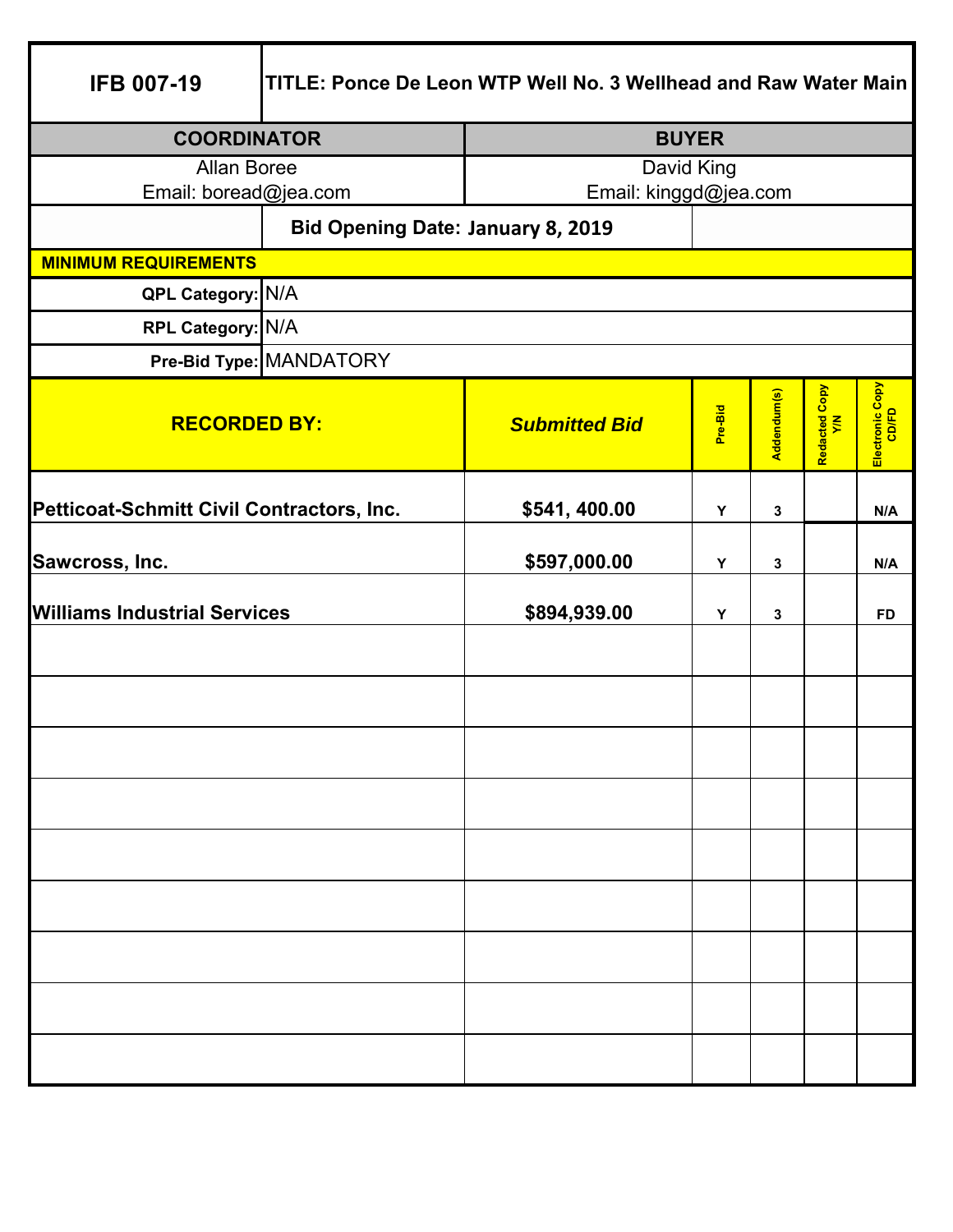| IFB 007-19 | TITLE: Ponce De Leon WTP Well No. 3 Wellhead and Raw Water Main | | | | |
|---|---|---|---|---|---|
| **COORDINATOR** | | **BUYER** | | | |
| Allan Boree<br>Email: boread@jea.com | | David King<br>Email: kinggd@jea.com | | | |
| | **Bid Opening Date: January 8, 2019** | | | | |
| **MINIMUM REQUIREMENTS** | | | | | |
| **QPL Category:** | N/A | | | | |
| **RPL Category:** | N/A | | | | |
| **Pre-Bid Type:** | MANDATORY | | | | |

| RECORDED BY: | *Submitted Bid* | Pre-Bid | Addendum(s) | Redacted Copy Y/N | Electronic Copy CD/FD |
|---|---|---|---|---|---|
| **Petticoat-Schmitt Civil Contractors, Inc.** | **$541, 400.00** | Y | 3 | | N/A |
| **Sawcross, Inc.** | **$597,000.00** | Y | 3 | | N/A |
| **Williams Industrial Services** | **$894,939.00** | Y | 3 | | FD |
| | | | | | |
| | | | | | |
| | | | | | |
| | | | | | |
| | | | | | |
| | | | | | |
| | | | | | |
| | | | | | |
| | | | | | |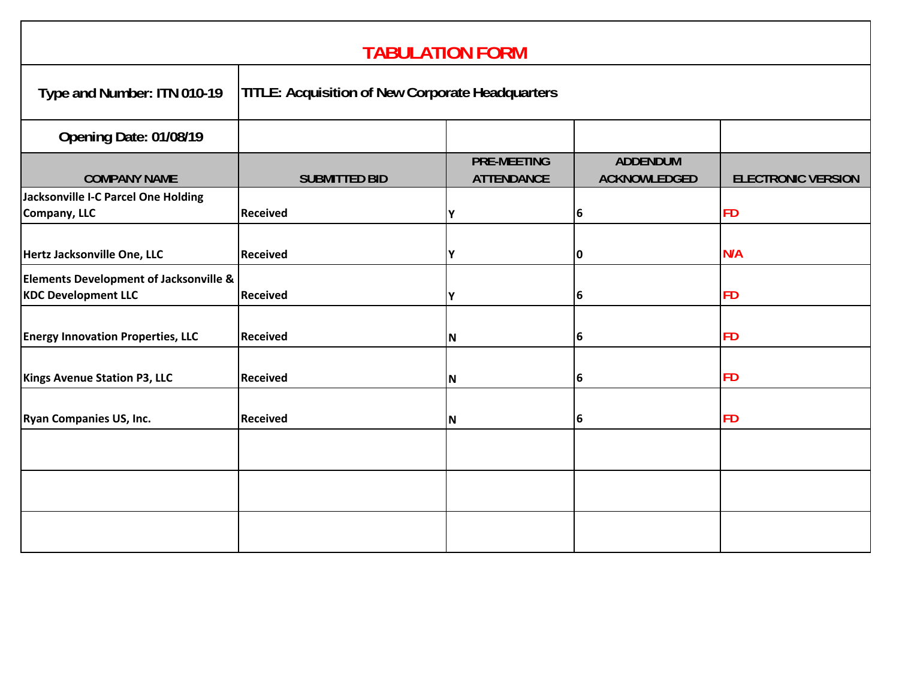# TABULATION FORM

**Type and Number: ITN 010-19**

**TITLE: Acquisition of New Corporate Headquarters**

**Opening Date: 01/08/19**

| COMPANY NAME | SUBMITTED BID | PRE-MEETING ATTENDANCE | ADDENDUM ACKNOWLEDGED | ELECTRONIC VERSION |
|---|---|---|---|---|
| Jacksonville I-C Parcel One Holding Company, LLC | Received | Y | 6 | FD |
| Hertz Jacksonville One, LLC | Received | Y | 0 | N/A |
| Elements Development of Jacksonville & KDC Development LLC | Received | Y | 6 | FD |
| Energy Innovation Properties, LLC | Received | N | 6 | FD |
| Kings Avenue Station P3, LLC | Received | N | 6 | FD |
| Ryan Companies US, Inc. | Received | N | 6 | FD |
| | | | | |
| | | | | |
| | | | | |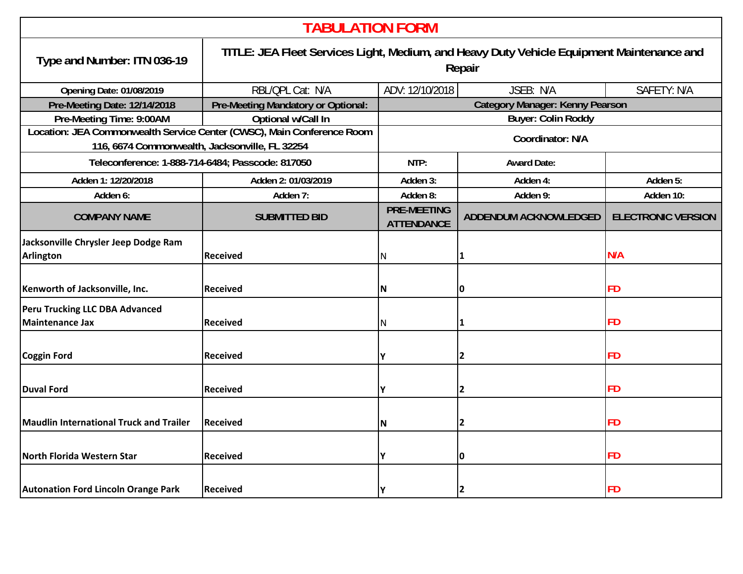# TABULATION FORM

| Type and Number: ITN 036-19 | TITLE: JEA Fleet Services Light, Medium, and Heavy Duty Vehicle Equipment Maintenance and Repair | | | |
|---|---|---|---|---|
| Opening Date: 01/08/2019 | RBL/QPL Cat: N/A | ADV: 12/10/2018 | JSEB: N/A | SAFETY: N/A |
| Pre-Meeting Date: 12/14/2018 | Pre-Meeting Mandatory or Optional: | Category Manager: Kenny Pearson | | |
| Pre-Meeting Time: 9:00AM | Optional w/Call In | Buyer: Colin Roddy | | |
| Location: JEA Commonwealth Service Center (CWSC), Main Conference Room 116, 6674 Commonwealth, Jacksonville, FL 32254 | | Coordinator: N/A | | |
| Teleconference: 1-888-714-6484; Passcode: 817050 | | NTP: | Award Date: | |
| Adden 1: 12/20/2018 | Adden 2: 01/03/2019 | Adden 3: | Adden 4: | Adden 5: |
| Adden 6: | Adden 7: | Adden 8: | Adden 9: | Adden 10: |
| **COMPANY NAME** | **SUBMITTED BID** | **PRE-MEETING ATTENDANCE** | **ADDENDUM ACKNOWLEDGED** | **ELECTRONIC VERSION** |
| Jacksonville Chrysler Jeep Dodge Ram Arlington | Received | N | 1 | N/A |
| Kenworth of Jacksonville, Inc. | Received | N | 0 | FD |
| Peru Trucking LLC DBA Advanced Maintenance Jax | Received | N | 1 | FD |
| Coggin Ford | Received | Y | 2 | FD |
| Duval Ford | Received | Y | 2 | FD |
| Maudlin International Truck and Trailer | Received | N | 2 | FD |
| North Florida Western Star | Received | Y | 0 | FD |
| Autonation Ford Lincoln Orange Park | Received | Y | 2 | FD |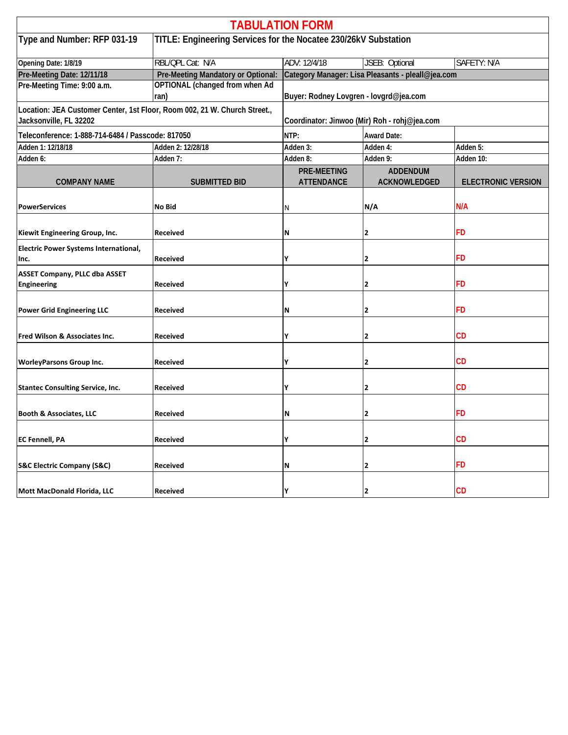# TABULATION FORM

| | | | | |
|---|---|---|---|---|
| Type and Number: RFP 031-19 | TITLE: Engineering Services for the Nocatee 230/26kV Substation | | | |
| Opening Date: 1/8/19 | RBL/QPL Cat: N/A | ADV: 12/4/18 | JSEB: Optional | SAFETY: N/A |
| Pre-Meeting Date: 12/11/18 | Pre-Meeting Mandatory or Optional: | Category Manager: Lisa Pleasants - pleall@jea.com | | |
| Pre-Meeting Time: 9:00 a.m. | OPTIONAL (changed from when Ad ran) | Buyer: Rodney Lovgren - lovgrd@jea.com | | |
| Location: JEA Customer Center, 1st Floor, Room 002, 21 W. Church Street., Jacksonville, FL 32202 | | Coordinator: Jinwoo (Mir) Roh - rohj@jea.com | | |
| Teleconference: 1-888-714-6484 / Passcode: 817050 | | NTP: | Award Date: | |
| Adden 1: 12/18/18 | Adden 2: 12/28/18 | Adden 3: | Adden 4: | Adden 5: |
| Adden 6: | Adden 7: | Adden 8: | Adden 9: | Adden 10: |

| COMPANY NAME | SUBMITTED BID | PRE-MEETING ATTENDANCE | ADDENDUM ACKNOWLEDGED | ELECTRONIC VERSION |
|---|---|---|---|---|
| PowerServices | No Bid | N | N/A | N/A |
| Kiewit Engineering Group, Inc. | Received | N | 2 | FD |
| Electric Power Systems International, Inc. | Received | Y | 2 | FD |
| ASSET Company, PLLC dba ASSET Engineering | Received | Y | 2 | FD |
| Power Grid Engineering LLC | Received | N | 2 | FD |
| Fred Wilson & Associates Inc. | Received | Y | 2 | CD |
| WorleyParsons Group Inc. | Received | Y | 2 | CD |
| Stantec Consulting Service, Inc. | Received | Y | 2 | CD |
| Booth & Associates, LLC | Received | N | 2 | FD |
| EC Fennell, PA | Received | Y | 2 | CD |
| S&C Electric Company (S&C) | Received | N | 2 | FD |
| Mott MacDonald Florida, LLC | Received | Y | 2 | CD |